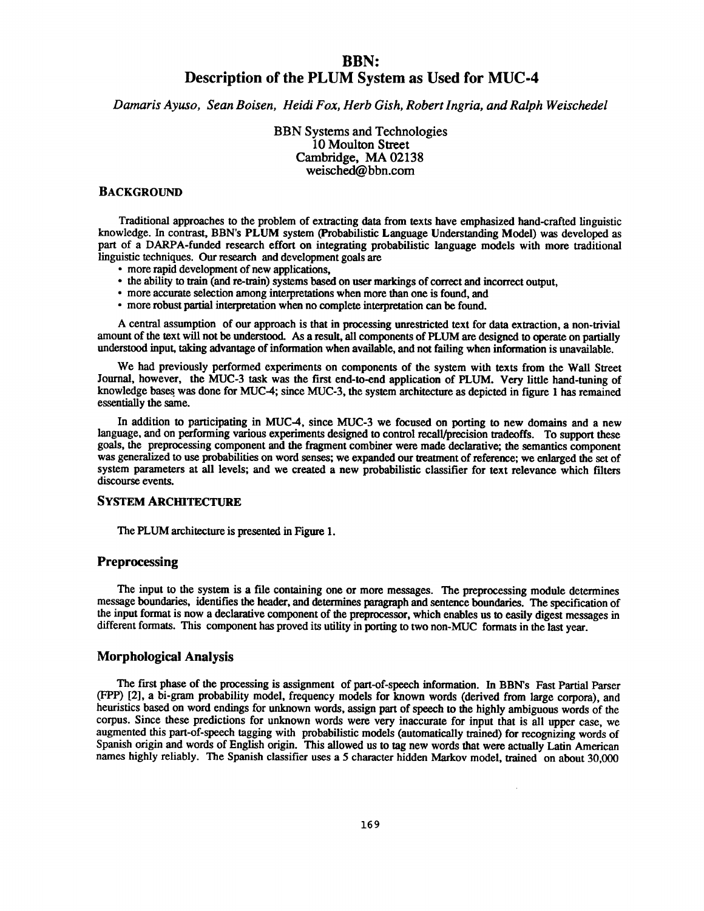# BBN: Description of the PLUM System as Used for MUC-4

*Damaris Ayuso, Sean Boisen, Heidi Fox, Herb Gish, Robert Ingria, and Ralph Weischedel*

BBN Systems and Technologies
10 Moulton Street
Cambridge, MA 02138
weisched@bbn.com

## BACKGROUND

Traditional approaches to the problem of extracting data from texts have emphasized hand-crafted linguistic knowledge. In contrast, BBN's **PLUM** system (**P**robabilistic **L**anguage **U**nderstanding **M**odel) was developed as part of a DARPA-funded research effort on integrating probabilistic language models with more traditional linguistic techniques. Our research and development goals are

- more rapid development of new applications,
- the ability to train (and re-train) systems based on user markings of correct and incorrect output,
- more accurate selection among interpretations when more than one is found, and
- more robust partial interpretation when no complete interpretation can be found.

A central assumption of our approach is that in processing unrestricted text for data extraction, a non-trivial amount of the text will not be understood. As a result, all components of PLUM are designed to operate on partially understood input, taking advantage of information when available, and not failing when information is unavailable.

We had previously performed experiments on components of the system with texts from the Wall Street Journal, however, the MUC-3 task was the first end-to-end application of PLUM. Very little hand-tuning of knowledge bases was done for MUC-4; since MUC-3, the system architecture as depicted in figure 1 has remained essentially the same.

In addition to participating in MUC-4, since MUC-3 we focused on porting to new domains and a new language, and on performing various experiments designed to control recall/precision tradeoffs. To support these goals, the preprocessing component and the fragment combiner were made declarative; the semantics component was generalized to use probabilities on word senses; we expanded our treatment of reference; we enlarged the set of system parameters at all levels; and we created a new probabilistic classifier for text relevance which filters discourse events.

## SYSTEM ARCHITECTURE

The PLUM architecture is presented in Figure 1.

### Preprocessing

The input to the system is a file containing one or more messages. The preprocessing module determines message boundaries, identifies the header, and determines paragraph and sentence boundaries. The specification of the input format is now a declarative component of the preprocessor, which enables us to easily digest messages in different formats. This component has proved its utility in porting to two non-MUC formats in the last year.

### Morphological Analysis

The first phase of the processing is assignment of part-of-speech information. In BBN's Fast Partial Parser (FPP) [2], a bi-gram probability model, frequency models for known words (derived from large corpora), and heuristics based on word endings for unknown words, assign part of speech to the highly ambiguous words of the corpus. Since these predictions for unknown words were very inaccurate for input that is all upper case, we augmented this part-of-speech tagging with probabilistic models (automatically trained) for recognizing words of Spanish origin and words of English origin. This allowed us to tag new words that were actually Latin American names highly reliably. The Spanish classifier uses a 5 character hidden Markov model, trained on about 30,000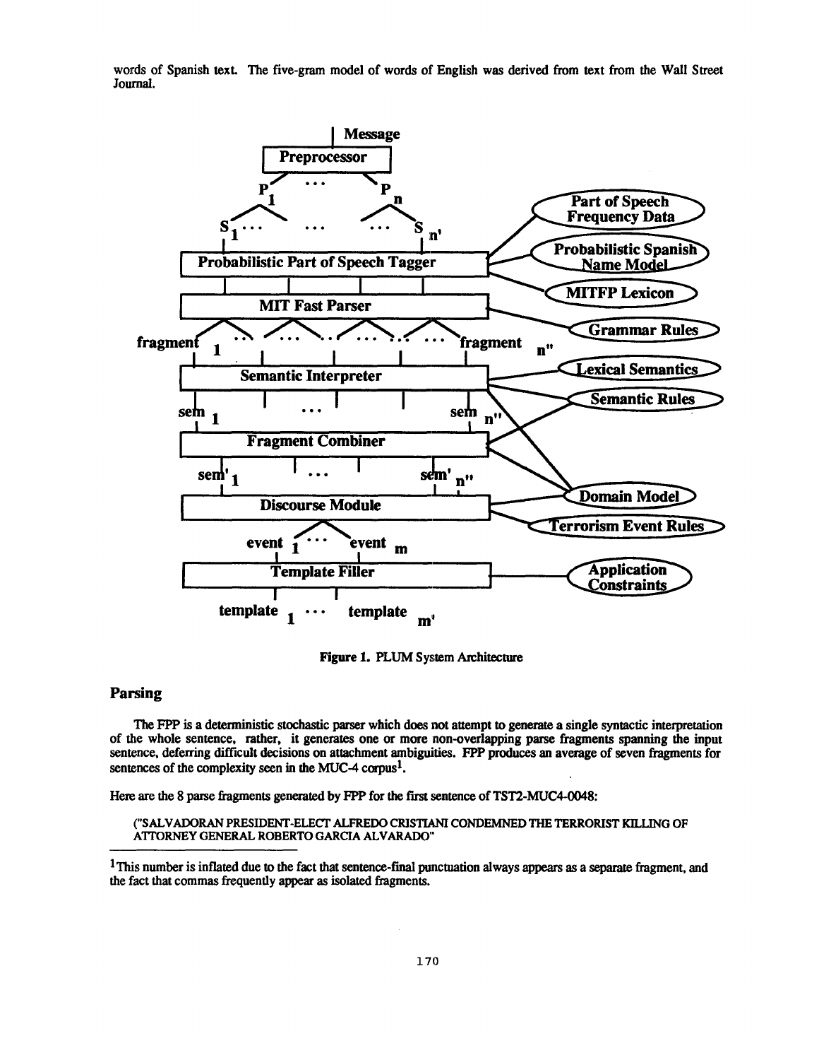words of Spanish text. The five-gram model of words of English was derived from text from the Wall Street Journal.

Figure 1. PLUM System Architecture

## Parsing

The FPP is a deterministic stochastic parser which does not attempt to generate a single syntactic interpretation of the whole sentence, rather, it generates one or more non-overlapping parse fragments spanning the input sentence, deferring difficult decisions on attachment ambiguities. FPP produces an average of seven fragments for sentences of the complexity seen in the MUC-4 corpus[1].

Here are the 8 parse fragments generated by FPP for the first sentence of TST2-MUC4-0048:

("SALVADORAN PRESIDENT-ELECT ALFREDO CRISTIANI CONDEMNED THE TERRORIST KILLING OF ATTORNEY GENERAL ROBERTO GARCIA ALVARADO"

---

[1] This number is inflated due to the fact that sentence-final punctuation always appears as a separate fragment, and the fact that commas frequently appear as isolated fragments.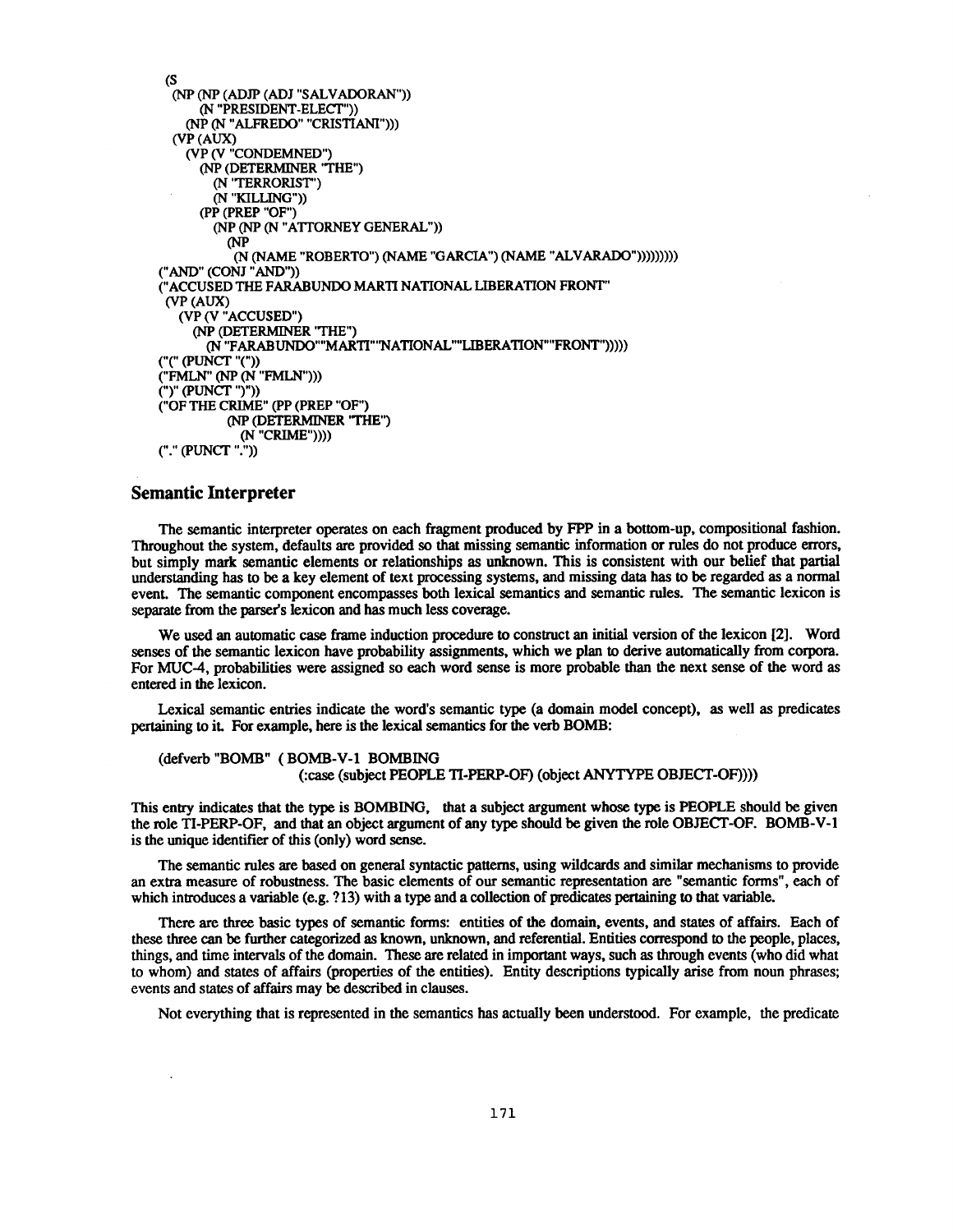```
(S
 (NP (NP (ADJP (ADJ "SALVADORAN"))
      (N "PRESIDENT-ELECT"))
    (NP (N "ALFREDO" "CRISTIANI")))
 (VP (AUX)
    (VP (V "CONDEMNED")
       (NP (DETERMINER "THE")
          (N "TERRORIST")
          (N "KILLING"))
       (PP (PREP "OF")
          (NP (NP (N "ATTORNEY GENERAL"))
             (NP
               (N (NAME "ROBERTO") (NAME "GARCIA") (NAME "ALVARADO")))))))))
("AND" (CONJ "AND"))
("ACCUSED THE FARABUNDO MARTI NATIONAL LIBERATION FRONT"
 (VP (AUX)
   (VP (V "ACCUSED")
      (NP (DETERMINER "THE")
         (N "FARABUNDO""MARTI""NATIONAL""LIBERATION""FRONT")))))
("(" (PUNCT "("))
("FMLN" (NP (N "FMLN")))
(")" (PUNCT ")"))
("OF THE CRIME" (PP (PREP "OF")
            (NP (DETERMINER "THE")
               (N "CRIME"))))
("." (PUNCT "."))
```

## Semantic Interpreter

The semantic interpreter operates on each fragment produced by FPP in a bottom-up, compositional fashion. Throughout the system, defaults are provided so that missing semantic information or rules do not produce errors, but simply mark semantic elements or relationships as unknown. This is consistent with our belief that partial understanding has to be a key element of text processing systems, and missing data has to be regarded as a normal event. The semantic component encompasses both lexical semantics and semantic rules. The semantic lexicon is separate from the parser's lexicon and has much less coverage.

We used an automatic case frame induction procedure to construct an initial version of the lexicon [2]. Word senses of the semantic lexicon have probability assignments, which we plan to derive automatically from corpora. For MUC-4, probabilities were assigned so each word sense is more probable than the next sense of the word as entered in the lexicon.

Lexical semantic entries indicate the word's semantic type (a domain model concept), as well as predicates pertaining to it. For example, here is the lexical semantics for the verb BOMB:

```
(defverb "BOMB" ( BOMB-V-1 BOMBING
                 (:case (subject PEOPLE TI-PERP-OF) (object ANYTYPE OBJECT-OF))))
```

This entry indicates that the type is BOMBING, that a subject argument whose type is PEOPLE should be given the role TI-PERP-OF, and that an object argument of any type should be given the role OBJECT-OF. BOMB-V-1 is the unique identifier of this (only) word sense.

The semantic rules are based on general syntactic patterns, using wildcards and similar mechanisms to provide an extra measure of robustness. The basic elements of our semantic representation are "semantic forms", each of which introduces a variable (e.g. ?13) with a type and a collection of predicates pertaining to that variable.

There are three basic types of semantic forms: entities of the domain, events, and states of affairs. Each of these three can be further categorized as known, unknown, and referential. Entities correspond to the people, places, things, and time intervals of the domain. These are related in important ways, such as through events (who did what to whom) and states of affairs (properties of the entities). Entity descriptions typically arise from noun phrases; events and states of affairs may be described in clauses.

Not everything that is represented in the semantics has actually been understood. For example, the predicate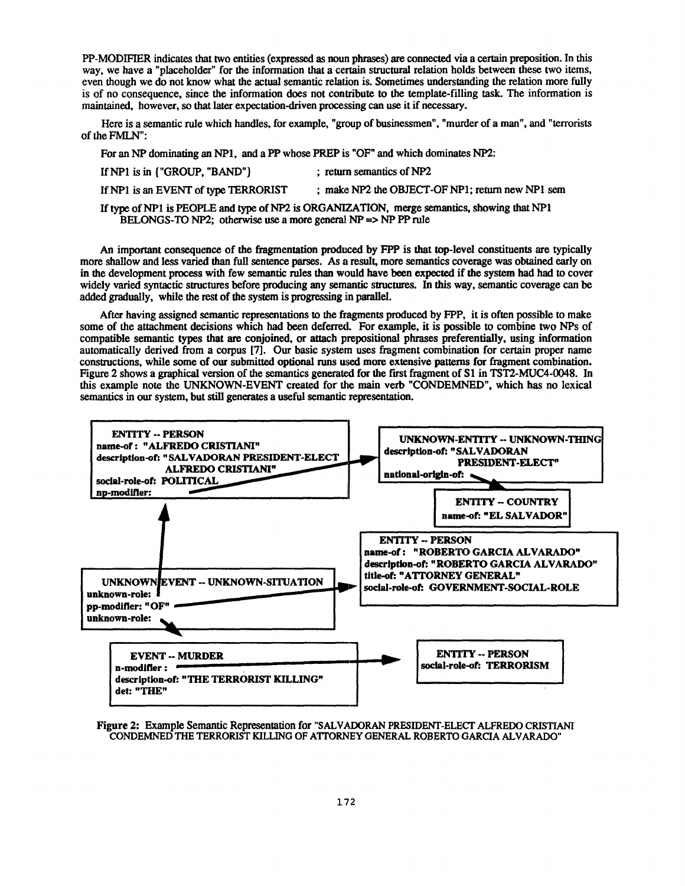PP-MODIFIER indicates that two entities (expressed as noun phrases) are connected via a certain preposition. In this way, we have a "placeholder" for the information that a certain structural relation holds between these two items, even though we do not know what the actual semantic relation is. Sometimes understanding the relation more fully is of no consequence, since the information does not contribute to the template-filling task. The information is maintained, however, so that later expectation-driven processing can use it if necessary.

Here is a semantic rule which handles, for example, "group of businessmen", "murder of a man", and "terrorists of the FMLN":

For an NP dominating an NP1, and a PP whose PREP is "OF" and which dominates NP2:

If NP1 is in {"GROUP, "BAND"} ; return semantics of NP2

If NP1 is an EVENT of type TERRORIST ; make NP2 the OBJECT-OF NP1; return new NP1 sem

If type of NP1 is PEOPLE and type of NP2 is ORGANIZATION, merge semantics, showing that NP1 BELONGS-TO NP2; otherwise use a more general NP => NP PP rule

An important consequence of the fragmentation produced by FPP is that top-level constituents are typically more shallow and less varied than full sentence parses. As a result, more semantics coverage was obtained early on in the development process with few semantic rules than would have been expected if the system had had to cover widely varied syntactic structures before producing any semantic structures. In this way, semantic coverage can be added gradually, while the rest of the system is progressing in parallel.

After having assigned semantic representations to the fragments produced by FPP, it is often possible to make some of the attachment decisions which had been deferred. For example, it is possible to combine two NPs of compatible semantic types that are conjoined, or attach prepositional phrases preferentially, using information automatically derived from a corpus [7]. Our basic system uses fragment combination for certain proper name constructions, while some of our submitted optional runs used more extensive patterns for fragment combination. Figure 2 shows a graphical version of the semantics generated for the first fragment of S1 in TST2-MUC4-0048. In this example note the UNKNOWN-EVENT created for the main verb "CONDEMNED", which has no lexical semantics in our system, but still generates a useful semantic representation.

```
ENTITY -- PERSON
name-of: "ALFREDO CRISTIANI"
description-of: "SALVADORAN PRESIDENT-ELECT ALFREDO CRISTIANI"
social-role-of: POLITICAL
np-modifier:

UNKNOWN-ENTITY -- UNKNOWN-THING
description-of: "SALVADORAN PRESIDENT-ELECT"
national-origin-of:

ENTITY -- COUNTRY
name-of: "EL SALVADOR"

ENTITY -- PERSON
name-of: "ROBERTO GARCIA ALVARADO"
description-of: "ROBERTO GARCIA ALVARADO"
title-of: "ATTORNEY GENERAL"
social-role-of: GOVERNMENT-SOCIAL-ROLE

UNKNOWN EVENT -- UNKNOWN-SITUATION
unknown-role:
pp-modifier: "OF"
unknown-role:

EVENT -- MURDER
n-modifier:
description-of: "THE TERRORIST KILLING"
det: "THE"

ENTITY -- PERSON
social-role-of: TERRORISM
```

**Figure 2:** Example Semantic Representation for "SALVADORAN PRESIDENT-ELECT ALFREDO CRISTIANI CONDEMNED THE TERRORIST KILLING OF ATTORNEY GENERAL ROBERTO GARCIA ALVARADO"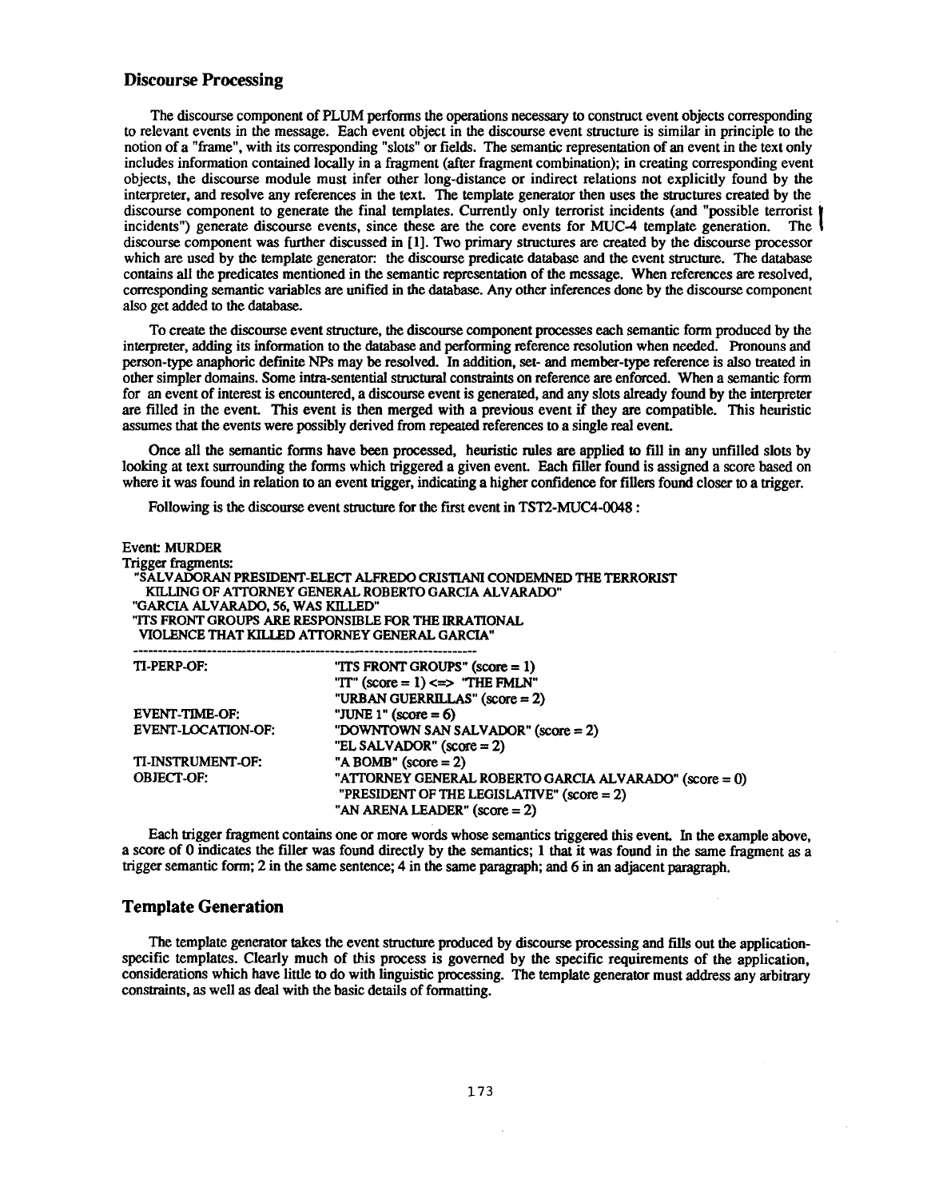## Discourse Processing

The discourse component of PLUM performs the operations necessary to construct event objects corresponding to relevant events in the message. Each event object in the discourse event structure is similar in principle to the notion of a "frame", with its corresponding "slots" or fields. The semantic representation of an event in the text only includes information contained locally in a fragment (after fragment combination); in creating corresponding event objects, the discourse module must infer other long-distance or indirect relations not explicitly found by the interpreter, and resolve any references in the text. The template generator then uses the structures created by the discourse component to generate the final templates. Currently only terrorist incidents (and "possible terrorist incidents") generate discourse events, since these are the core events for MUC-4 template generation. The discourse component was further discussed in [1]. Two primary structures are created by the discourse processor which are used by the template generator: the discourse predicate database and the event structure. The database contains all the predicates mentioned in the semantic representation of the message. When references are resolved, corresponding semantic variables are unified in the database. Any other inferences done by the discourse component also get added to the database.

To create the discourse event structure, the discourse component processes each semantic form produced by the interpreter, adding its information to the database and performing reference resolution when needed. Pronouns and person-type anaphoric definite NPs may be resolved. In addition, set- and member-type reference is also treated in other simpler domains. Some intra-sentential structural constraints on reference are enforced. When a semantic form for an event of interest is encountered, a discourse event is generated, and any slots already found by the interpreter are filled in the event. This event is then merged with a previous event if they are compatible. This heuristic assumes that the events were possibly derived from repeated references to a single real event.

Once all the semantic forms have been processed, heuristic rules are applied to fill in any unfilled slots by looking at text surrounding the forms which triggered a given event. Each filler found is assigned a score based on where it was found in relation to an event trigger, indicating a higher confidence for fillers found closer to a trigger.

Following is the discourse event structure for the first event in TST2-MUC4-0048 :

```
Event: MURDER
Trigger fragments:
  "SALVADORAN PRESIDENT-ELECT ALFREDO CRISTIANI CONDEMNED THE TERRORIST
    KILLING OF ATTORNEY GENERAL ROBERTO GARCIA ALVARADO"
  "GARCIA ALVARADO, 56, WAS KILLED"
  "ITS FRONT GROUPS ARE RESPONSIBLE FOR THE IRRATIONAL
   VIOLENCE THAT KILLED ATTORNEY GENERAL GARCIA"
  ------------------------------------------------------------------------
  TI-PERP-OF:              "ITS FRONT GROUPS" (score = 1)
                           "IT" (score = 1) <=> "THE FMLN"
                           "URBAN GUERRILLAS" (score = 2)
  EVENT-TIME-OF:           "JUNE 1" (score = 6)
  EVENT-LOCATION-OF:       "DOWNTOWN SAN SALVADOR" (score = 2)
                           "EL SALVADOR" (score = 2)
  TI-INSTRUMENT-OF:        "A BOMB" (score = 2)
  OBJECT-OF:               "ATTORNEY GENERAL ROBERTO GARCIA ALVARADO" (score = 0)
                           "PRESIDENT OF THE LEGISLATIVE" (score = 2)
                           "AN ARENA LEADER" (score = 2)
```

Each trigger fragment contains one or more words whose semantics triggered this event. In the example above, a score of 0 indicates the filler was found directly by the semantics; 1 that it was found in the same fragment as a trigger semantic form; 2 in the same sentence; 4 in the same paragraph; and 6 in an adjacent paragraph.

## Template Generation

The template generator takes the event structure produced by discourse processing and fills out the application-specific templates. Clearly much of this process is governed by the specific requirements of the application, considerations which have little to do with linguistic processing. The template generator must address any arbitrary constraints, as well as deal with the basic details of formatting.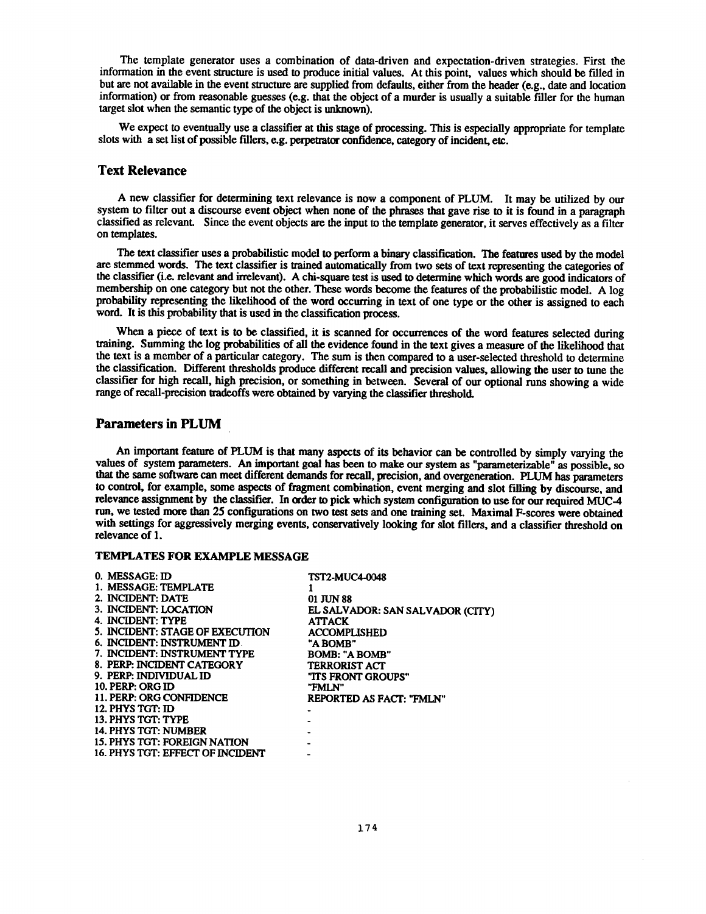The template generator uses a combination of data-driven and expectation-driven strategies. First the information in the event structure is used to produce initial values. At this point, values which should be filled in but are not available in the event structure are supplied from defaults, either from the header (e.g., date and location information) or from reasonable guesses (e.g. that the object of a murder is usually a suitable filler for the human target slot when the semantic type of the object is unknown).

We expect to eventually use a classifier at this stage of processing. This is especially appropriate for template slots with a set list of possible fillers, e.g. perpetrator confidence, category of incident, etc.

## Text Relevance

A new classifier for determining text relevance is now a component of PLUM. It may be utilized by our system to filter out a discourse event object when none of the phrases that gave rise to it is found in a paragraph classified as relevant. Since the event objects are the input to the template generator, it serves effectively as a filter on templates.

The text classifier uses a probabilistic model to perform a binary classification. The features used by the model are stemmed words. The text classifier is trained automatically from two sets of text representing the categories of the classifier (i.e. relevant and irrelevant). A chi-square test is used to determine which words are good indicators of membership on one category but not the other. These words become the features of the probabilistic model. A log probability representing the likelihood of the word occurring in text of one type or the other is assigned to each word. It is this probability that is used in the classification process.

When a piece of text is to be classified, it is scanned for occurrences of the word features selected during training. Summing the log probabilities of all the evidence found in the text gives a measure of the likelihood that the text is a member of a particular category. The sum is then compared to a user-selected threshold to determine the classification. Different thresholds produce different recall and precision values, allowing the user to tune the classifier for high recall, high precision, or something in between. Several of our optional runs showing a wide range of recall-precision tradeoffs were obtained by varying the classifier threshold.

## Parameters in PLUM

An important feature of PLUM is that many aspects of its behavior can be controlled by simply varying the values of system parameters. An important goal has been to make our system as "parameterizable" as possible, so that the same software can meet different demands for recall, precision, and overgeneration. PLUM has parameters to control, for example, some aspects of fragment combination, event merging and slot filling by discourse, and relevance assignment by the classifier. In order to pick which system configuration to use for our required MUC-4 run, we tested more than 25 configurations on two test sets and one training set. Maximal F-scores were obtained with settings for aggressively merging events, conservatively looking for slot fillers, and a classifier threshold on relevance of 1.

### TEMPLATES FOR EXAMPLE MESSAGE

| | |
|---|---|
| 0. MESSAGE: ID | TST2-MUC4-0048 |
| 1. MESSAGE: TEMPLATE | 1 |
| 2. INCIDENT: DATE | 01 JUN 88 |
| 3. INCIDENT: LOCATION | EL SALVADOR: SAN SALVADOR (CITY) |
| 4. INCIDENT: TYPE | ATTACK |
| 5. INCIDENT: STAGE OF EXECUTION | ACCOMPLISHED |
| 6. INCIDENT: INSTRUMENT ID | "A BOMB" |
| 7. INCIDENT: INSTRUMENT TYPE | BOMB: "A BOMB" |
| 8. PERP: INCIDENT CATEGORY | TERRORIST ACT |
| 9. PERP: INDIVIDUAL ID | "ITS FRONT GROUPS" |
| 10. PERP: ORG ID | "FMLN" |
| 11. PERP: ORG CONFIDENCE | REPORTED AS FACT: "FMLN" |
| 12. PHYS TGT: ID | - |
| 13. PHYS TGT: TYPE | - |
| 14. PHYS TGT: NUMBER | - |
| 15. PHYS TGT: FOREIGN NATION | - |
| 16. PHYS TGT: EFFECT OF INCIDENT | - |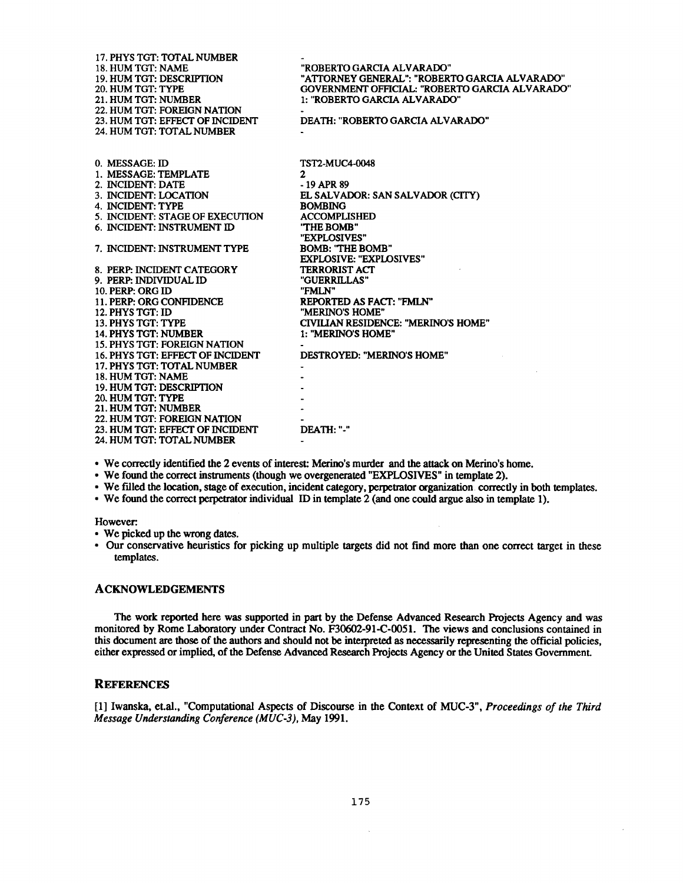```
17. PHYS TGT: TOTAL NUMBER            -
18. HUM TGT: NAME                     "ROBERTO GARCIA ALVARADO"
19. HUM TGT: DESCRIPTION              "ATTORNEY GENERAL": "ROBERTO GARCIA ALVARADO"
20. HUM TGT: TYPE                     GOVERNMENT OFFICIAL: "ROBERTO GARCIA ALVARADO"
21. HUM TGT: NUMBER                   1: "ROBERTO GARCIA ALVARADO"
22. HUM TGT: FOREIGN NATION           -
23. HUM TGT: EFFECT OF INCIDENT       DEATH: "ROBERTO GARCIA ALVARADO"
24. HUM TGT: TOTAL NUMBER             -

0. MESSAGE: ID                        TST2-MUC4-0048
1. MESSAGE: TEMPLATE                  2
2. INCIDENT: DATE                     - 19 APR 89
3. INCIDENT: LOCATION                 EL SALVADOR: SAN SALVADOR (CITY)
4. INCIDENT: TYPE                     BOMBING
5. INCIDENT: STAGE OF EXECUTION       ACCOMPLISHED
6. INCIDENT: INSTRUMENT ID            "THE BOMB"
                                      "EXPLOSIVES"
7. INCIDENT: INSTRUMENT TYPE          BOMB: "THE BOMB"
                                      EXPLOSIVE: "EXPLOSIVES"
8. PERP: INCIDENT CATEGORY            TERRORIST ACT
9. PERP: INDIVIDUAL ID                "GUERRILLAS"
10. PERP: ORG ID                      "FMLN"
11. PERP: ORG CONFIDENCE              REPORTED AS FACT: "FMLN"
12. PHYS TGT: ID                      "MERINO'S HOME"
13. PHYS TGT: TYPE                    CIVILIAN RESIDENCE: "MERINO'S HOME"
14. PHYS TGT: NUMBER                  1: "MERINO'S HOME"
15. PHYS TGT: FOREIGN NATION          -
16. PHYS TGT: EFFECT OF INCIDENT      DESTROYED: "MERINO'S HOME"
17. PHYS TGT: TOTAL NUMBER            -
18. HUM TGT: NAME                     -
19. HUM TGT: DESCRIPTION              -
20. HUM TGT: TYPE                     -
21. HUM TGT: NUMBER                   -
22. HUM TGT: FOREIGN NATION           -
23. HUM TGT: EFFECT OF INCIDENT       DEATH: "-"
24. HUM TGT: TOTAL NUMBER             -
```

- We correctly identified the 2 events of interest: Merino's murder and the attack on Merino's home.
- We found the correct instruments (though we overgenerated "EXPLOSIVES" in template 2).
- We filled the location, stage of execution, incident category, perpetrator organization correctly in both templates.
- We found the correct perpetrator individual ID in template 2 (and one could argue also in template 1).

However:

- We picked up the wrong dates.
- Our conservative heuristics for picking up multiple targets did not find more than one correct target in these templates.

## ACKNOWLEDGEMENTS

The work reported here was supported in part by the Defense Advanced Research Projects Agency and was monitored by Rome Laboratory under Contract No. F30602-91-C-0051. The views and conclusions contained in this document are those of the authors and should not be interpreted as necessarily representing the official policies, either expressed or implied, of the Defense Advanced Research Projects Agency or the United States Government.

## REFERENCES

[1] Iwanska, et.al., "Computational Aspects of Discourse in the Context of MUC-3", *Proceedings of the Third Message Understanding Conference (MUC-3)*, May 1991.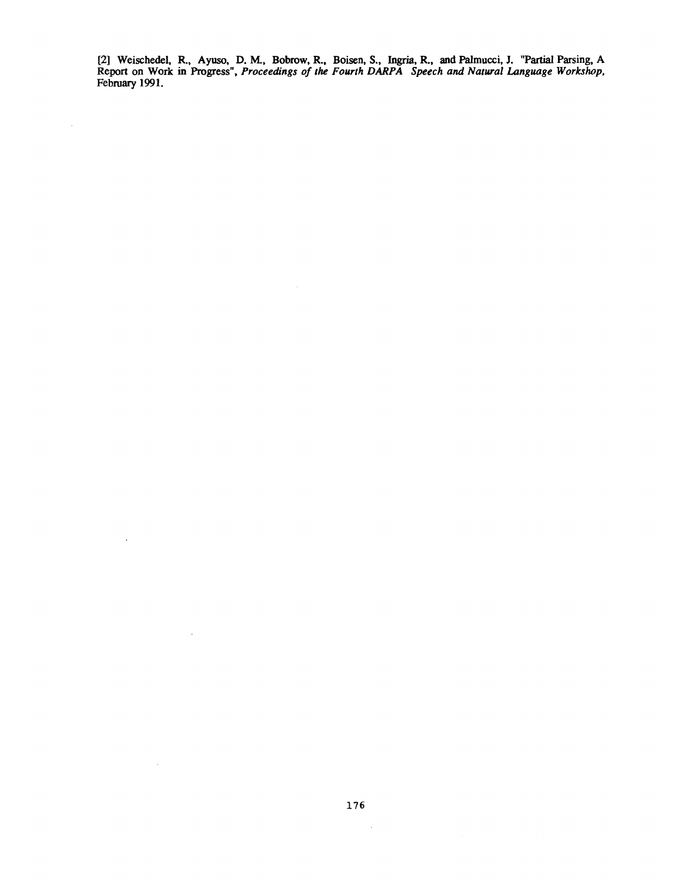[2] Weischedel, R., Ayuso, D. M., Bobrow, R., Boisen, S., Ingria, R., and Palmucci, J. "Partial Parsing, A Report on Work in Progress", *Proceedings of the Fourth DARPA Speech and Natural Language Workshop,* February 1991.